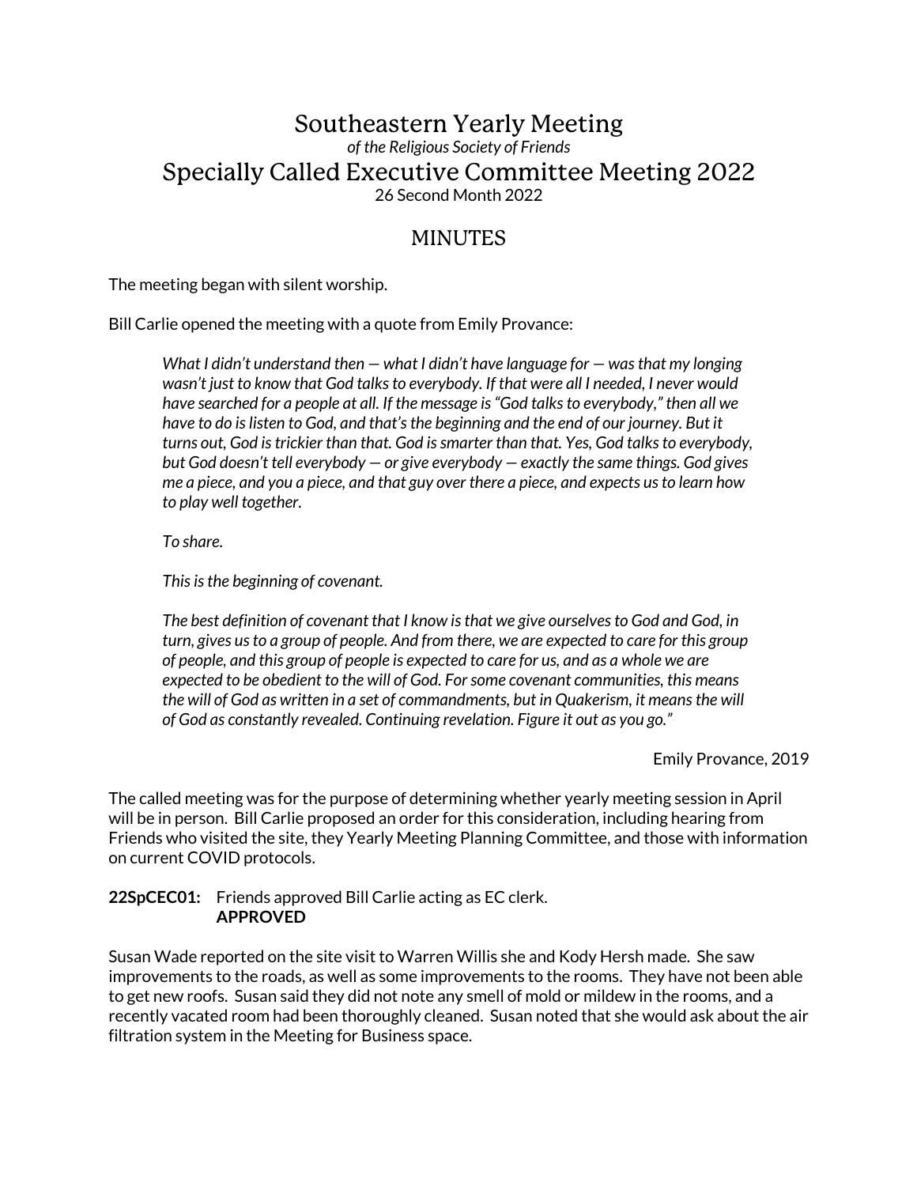# Southeastern Yearly Meeting

*of the Religious Society of Friends*

# Specially Called Executive Committee Meeting 2022

26 Second Month 2022

## MINUTES

The meeting began with silent worship.

Bill Carlie opened the meeting with a quote from Emily Provance:

> *What I didn't understand then — what I didn't have language for — was that my longing wasn't just to know that God talks to everybody. If that were all I needed, I never would have searched for a people at all. If the message is "God talks to everybody," then all we have to do is listen to God, and that's the beginning and the end of our journey. But it turns out, God is trickier than that. God is smarter than that. Yes, God talks to everybody, but God doesn't tell everybody — or give everybody — exactly the same things. God gives me a piece, and you a piece, and that guy over there a piece, and expects us to learn how to play well together.*
>
> *To share.*
>
> *This is the beginning of covenant.*
>
> *The best definition of covenant that I know is that we give ourselves to God and God, in turn, gives us to a group of people. And from there, we are expected to care for this group of people, and this group of people is expected to care for us, and as a whole we are expected to be obedient to the will of God. For some covenant communities, this means the will of God as written in a set of commandments, but in Quakerism, it means the will of God as constantly revealed. Continuing revelation. Figure it out as you go."*
>
> Emily Provance, 2019

The called meeting was for the purpose of determining whether yearly meeting session in April will be in person. Bill Carlie proposed an order for this consideration, including hearing from Friends who visited the site, they Yearly Meeting Planning Committee, and those with information on current COVID protocols.

**22SpCEC01:** Friends approved Bill Carlie acting as EC clerk.
**APPROVED**

Susan Wade reported on the site visit to Warren Willis she and Kody Hersh made. She saw improvements to the roads, as well as some improvements to the rooms. They have not been able to get new roofs. Susan said they did not note any smell of mold or mildew in the rooms, and a recently vacated room had been thoroughly cleaned. Susan noted that she would ask about the air filtration system in the Meeting for Business space.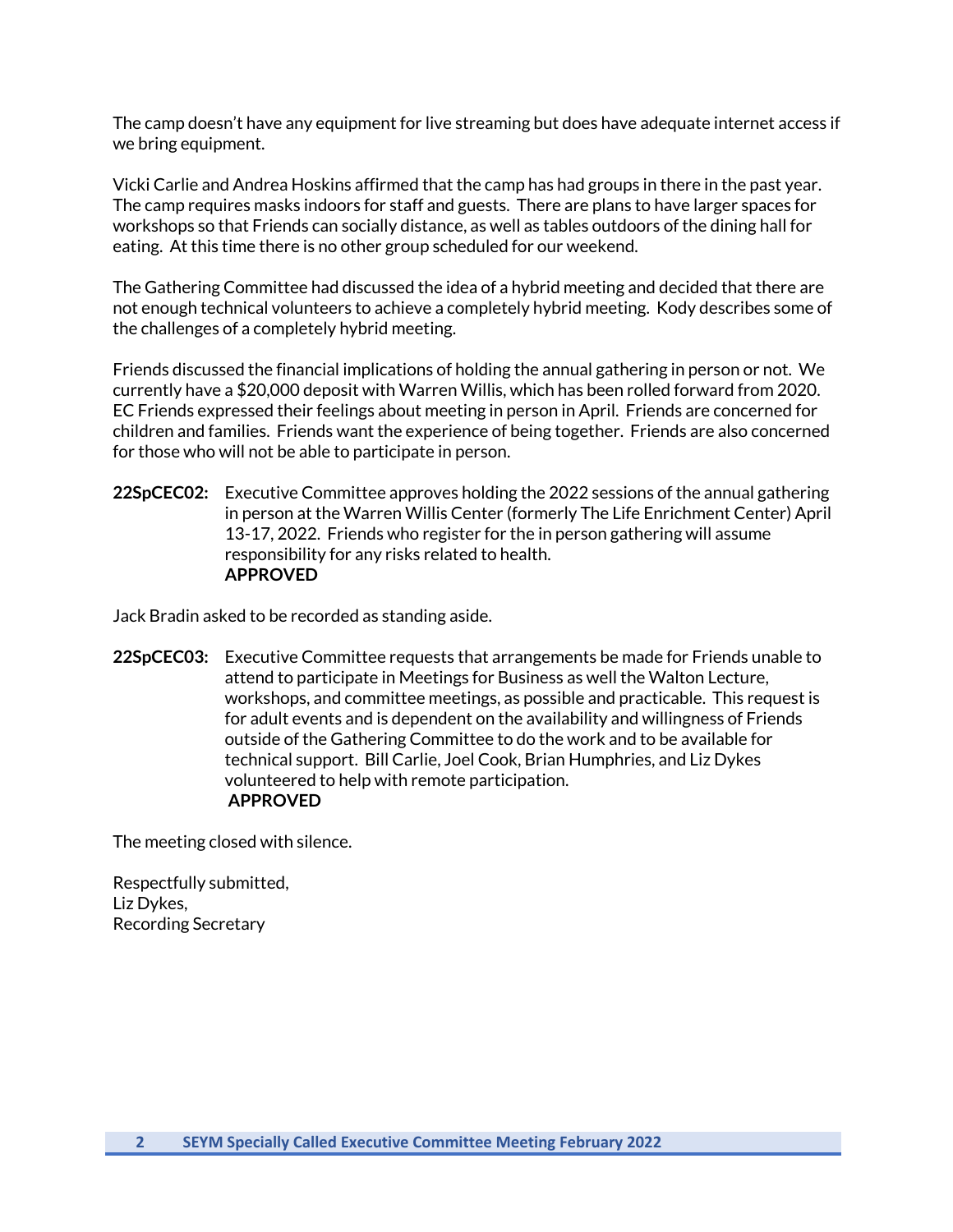The camp doesn't have any equipment for live streaming but does have adequate internet access if we bring equipment.

Vicki Carlie and Andrea Hoskins affirmed that the camp has had groups in there in the past year. The camp requires masks indoors for staff and guests. There are plans to have larger spaces for workshops so that Friends can socially distance, as well as tables outdoors of the dining hall for eating. At this time there is no other group scheduled for our weekend.

The Gathering Committee had discussed the idea of a hybrid meeting and decided that there are not enough technical volunteers to achieve a completely hybrid meeting. Kody describes some of the challenges of a completely hybrid meeting.

Friends discussed the financial implications of holding the annual gathering in person or not. We currently have a $20,000 deposit with Warren Willis, which has been rolled forward from 2020. EC Friends expressed their feelings about meeting in person in April. Friends are concerned for children and families. Friends want the experience of being together. Friends are also concerned for those who will not be able to participate in person.

**22SpCEC02:** Executive Committee approves holding the 2022 sessions of the annual gathering in person at the Warren Willis Center (formerly The Life Enrichment Center) April 13-17, 2022. Friends who register for the in person gathering will assume responsibility for any risks related to health.
**APPROVED**

Jack Bradin asked to be recorded as standing aside.

**22SpCEC03:** Executive Committee requests that arrangements be made for Friends unable to attend to participate in Meetings for Business as well the Walton Lecture, workshops, and committee meetings, as possible and practicable. This request is for adult events and is dependent on the availability and willingness of Friends outside of the Gathering Committee to do the work and to be available for technical support. Bill Carlie, Joel Cook, Brian Humphries, and Liz Dykes volunteered to help with remote participation.
**APPROVED**

The meeting closed with silence.

Respectfully submitted,
Liz Dykes,
Recording Secretary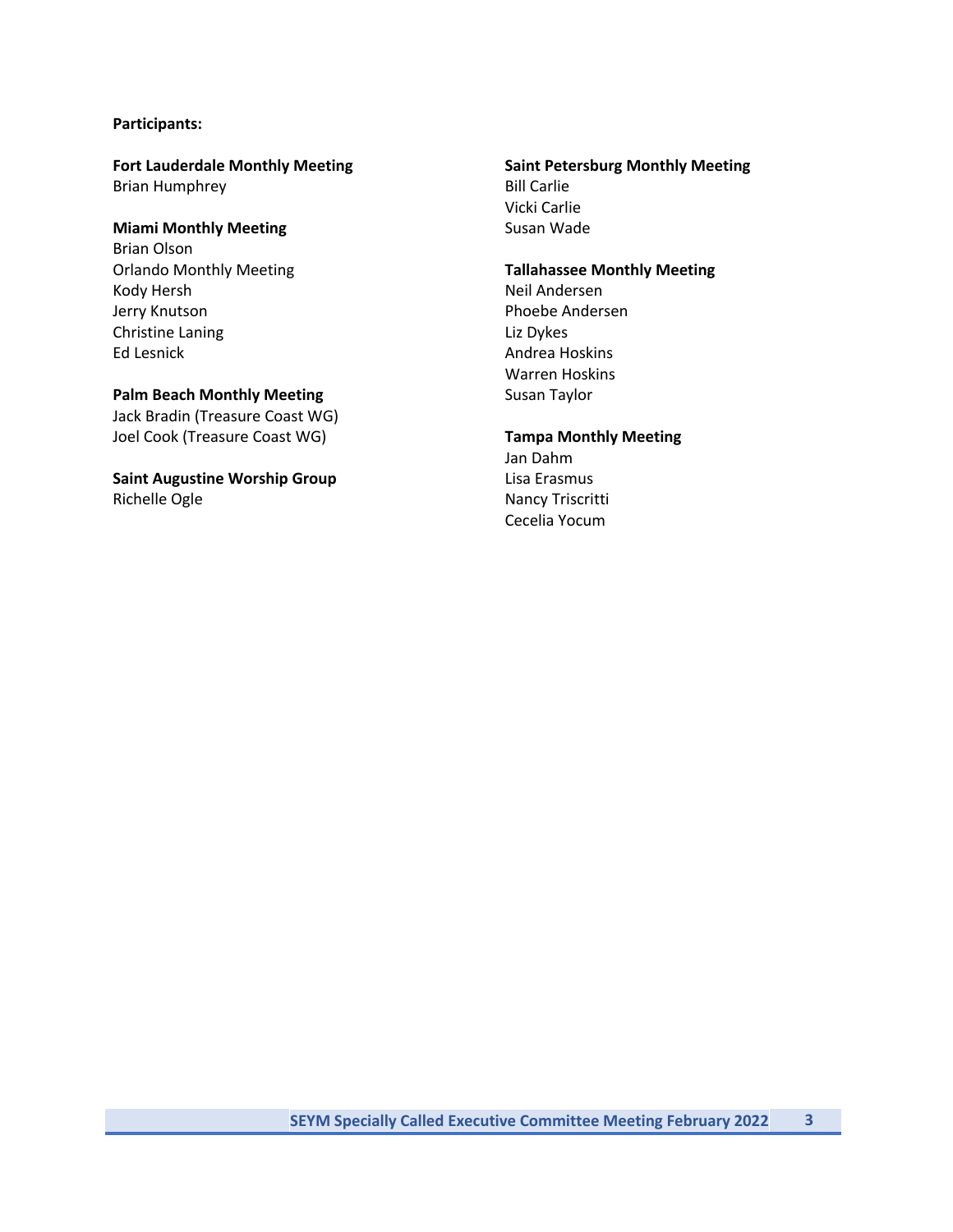**Participants:**

**Fort Lauderdale Monthly Meeting**
Brian Humphrey

**Miami Monthly Meeting**
Brian Olson
Orlando Monthly Meeting
Kody Hersh
Jerry Knutson
Christine Laning
Ed Lesnick

**Palm Beach Monthly Meeting**
Jack Bradin (Treasure Coast WG)
Joel Cook (Treasure Coast WG)

**Saint Augustine Worship Group**
Richelle Ogle

**Saint Petersburg Monthly Meeting**
Bill Carlie
Vicki Carlie
Susan Wade

**Tallahassee Monthly Meeting**
Neil Andersen
Phoebe Andersen
Liz Dykes
Andrea Hoskins
Warren Hoskins
Susan Taylor

**Tampa Monthly Meeting**
Jan Dahm
Lisa Erasmus
Nancy Triscritti
Cecelia Yocum